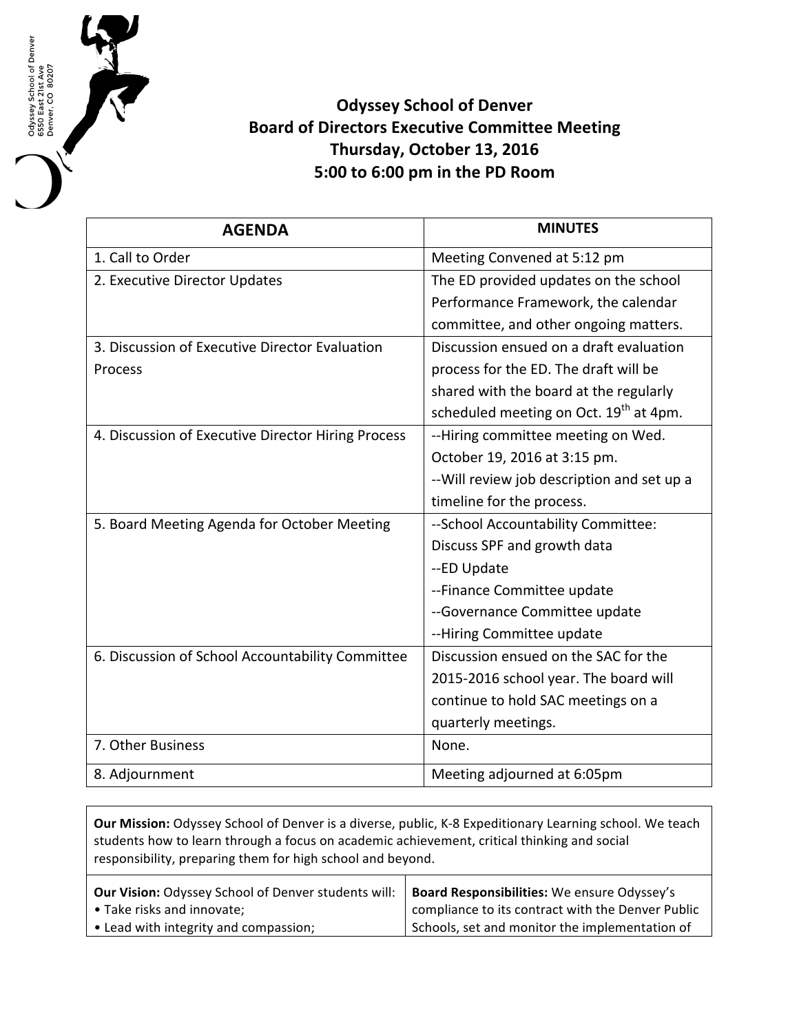Odyssey School of Denver
6550 East 21st Ave
Denver, CO 80207

# Odyssey School of Denver
## Board of Directors Executive Committee Meeting
### Thursday, October 13, 2016
### 5:00 to 6:00 pm in the PD Room

| AGENDA | MINUTES |
| --- | --- |
| 1. Call to Order | Meeting Convened at 5:12 pm |
| 2. Executive Director Updates | The ED provided updates on the school Performance Framework, the calendar committee, and other ongoing matters. |
| 3. Discussion of Executive Director Evaluation Process | Discussion ensued on a draft evaluation process for the ED. The draft will be shared with the board at the regularly scheduled meeting on Oct. 19th at 4pm. |
| 4. Discussion of Executive Director Hiring Process | --Hiring committee meeting on Wed. October 19, 2016 at 3:15 pm.<br>--Will review job description and set up a timeline for the process. |
| 5. Board Meeting Agenda for October Meeting | --School Accountability Committee: Discuss SPF and growth data<br>--ED Update<br>--Finance Committee update<br>--Governance Committee update<br>--Hiring Committee update |
| 6. Discussion of School Accountability Committee | Discussion ensued on the SAC for the 2015-2016 school year. The board will continue to hold SAC meetings on a quarterly meetings. |
| 7. Other Business | None. |
| 8. Adjournment | Meeting adjourned at 6:05pm |

**Our Mission:** Odyssey School of Denver is a diverse, public, K-8 Expeditionary Learning school. We teach students how to learn through a focus on academic achievement, critical thinking and social responsibility, preparing them for high school and beyond.

| **Our Vision:** Odyssey School of Denver students will:<br>• Take risks and innovate;<br>• Lead with integrity and compassion; | **Board Responsibilities:** We ensure Odyssey's compliance to its contract with the Denver Public Schools, set and monitor the implementation of |
| --- | --- |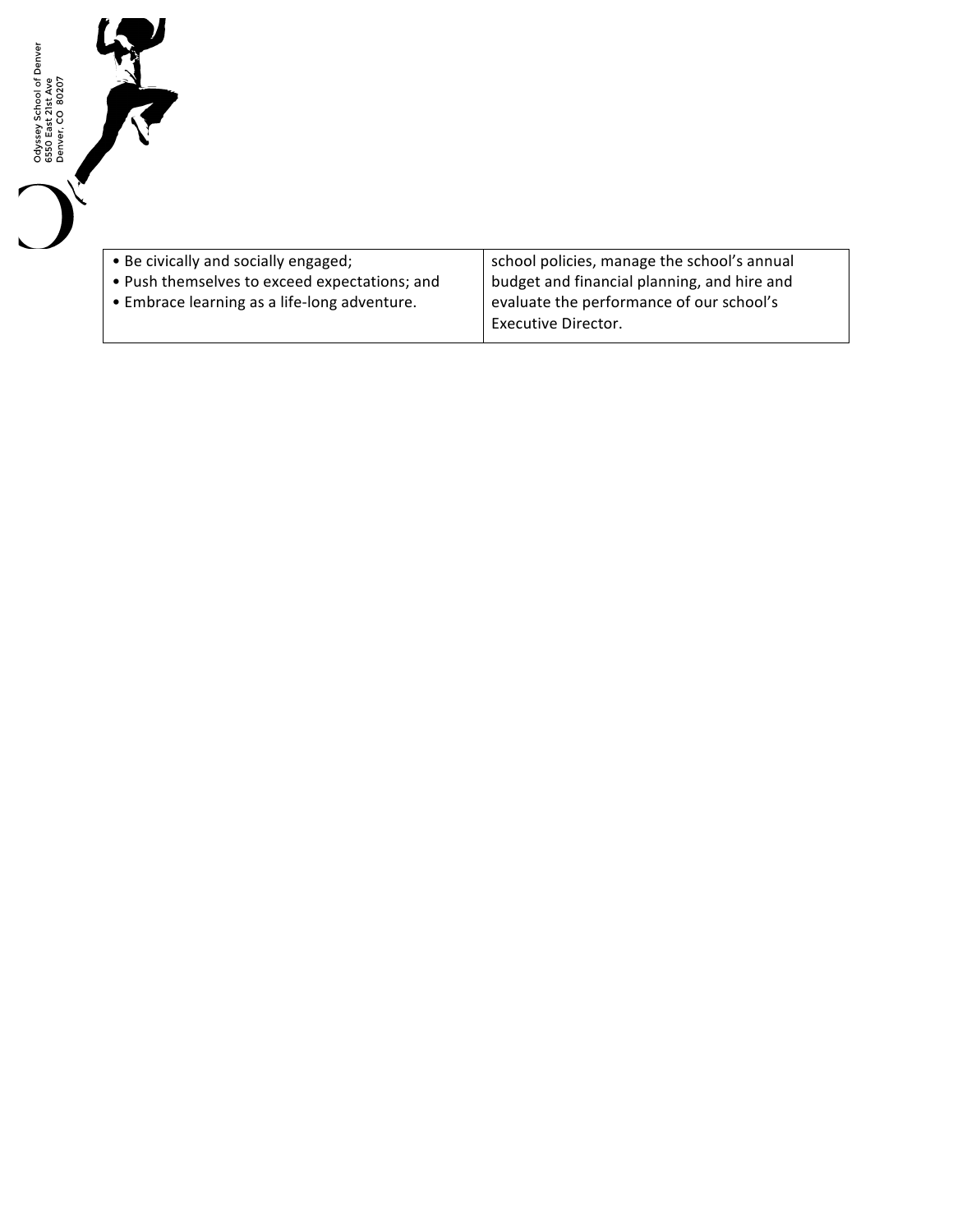| | |
|---|---|
| • Be civically and socially engaged;<br>• Push themselves to exceed expectations; and<br>• Embrace learning as a life-long adventure. | school policies, manage the school's annual budget and financial planning, and hire and evaluate the performance of our school's Executive Director. |